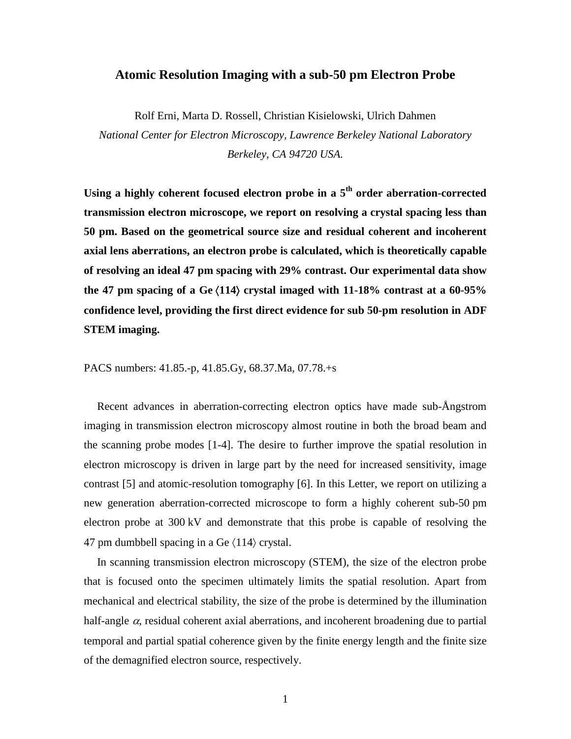# Atomic Resolution Imaging with a sub-50 pm Electron Probe

Rolf Erni, Marta D. Rossell, Christian Kisielowski, Ulrich Dahmen

*National Center for Electron Microscopy, Lawrence Berkeley National Laboratory*
*Berkeley, CA 94720 USA.*

**Using a highly coherent focused electron probe in a 5$^{th}$ order aberration-corrected transmission electron microscope, we report on resolving a crystal spacing less than 50 pm. Based on the geometrical source size and residual coherent and incoherent axial lens aberrations, an electron probe is calculated, which is theoretically capable of resolving an ideal 47 pm spacing with 29% contrast. Our experimental data show the 47 pm spacing of a Ge ⟨114⟩ crystal imaged with 11-18% contrast at a 60-95% confidence level, providing the first direct evidence for sub 50-pm resolution in ADF STEM imaging.**

PACS numbers: 41.85.-p, 41.85.Gy, 68.37.Ma, 07.78.+s

Recent advances in aberration-correcting electron optics have made sub-Ångstrom imaging in transmission electron microscopy almost routine in both the broad beam and the scanning probe modes [1-4]. The desire to further improve the spatial resolution in electron microscopy is driven in large part by the need for increased sensitivity, image contrast [5] and atomic-resolution tomography [6]. In this Letter, we report on utilizing a new generation aberration-corrected microscope to form a highly coherent sub-50 pm electron probe at 300 kV and demonstrate that this probe is capable of resolving the 47 pm dumbbell spacing in a Ge ⟨114⟩ crystal.

In scanning transmission electron microscopy (STEM), the size of the electron probe that is focused onto the specimen ultimately limits the spatial resolution. Apart from mechanical and electrical stability, the size of the probe is determined by the illumination half-angle $\alpha$, residual coherent axial aberrations, and incoherent broadening due to partial temporal and partial spatial coherence given by the finite energy length and the finite size of the demagnified electron source, respectively.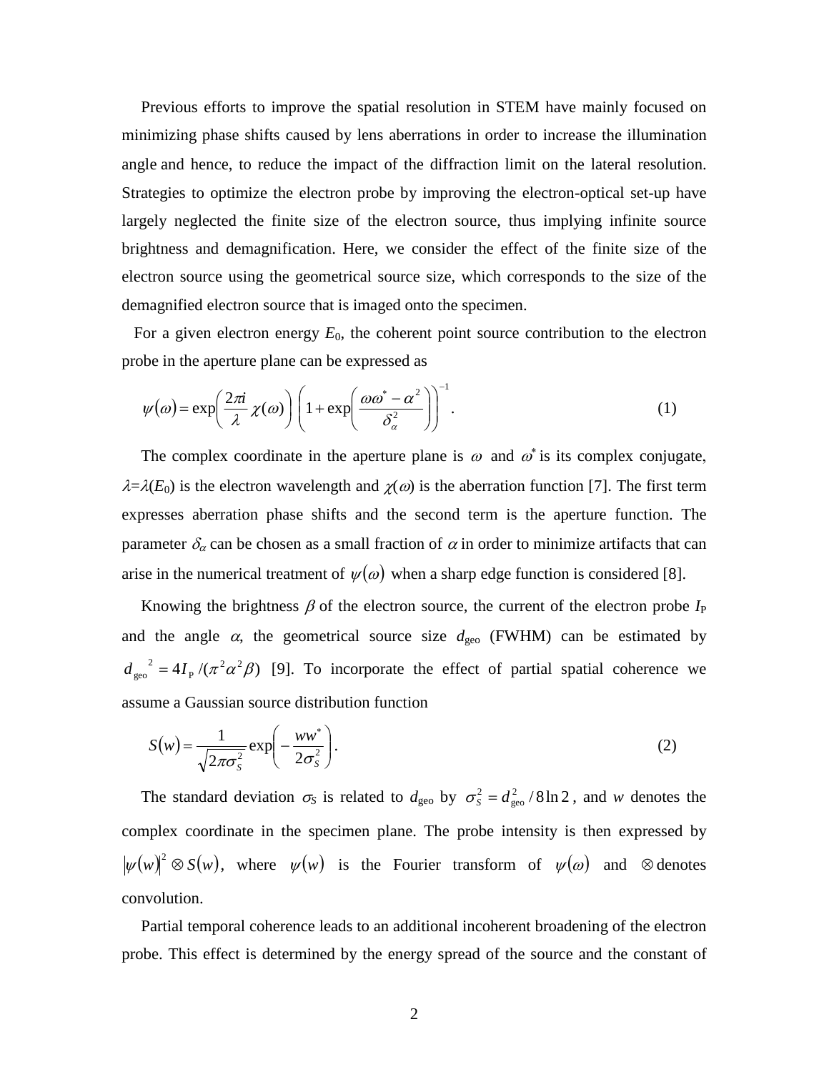Previous efforts to improve the spatial resolution in STEM have mainly focused on minimizing phase shifts caused by lens aberrations in order to increase the illumination angle and hence, to reduce the impact of the diffraction limit on the lateral resolution. Strategies to optimize the electron probe by improving the electron-optical set-up have largely neglected the finite size of the electron source, thus implying infinite source brightness and demagnification. Here, we consider the effect of the finite size of the electron source using the geometrical source size, which corresponds to the size of the demagnified electron source that is imaged onto the specimen.

For a given electron energy $E_0$, the coherent point source contribution to the electron probe in the aperture plane can be expressed as

$$\psi(\omega) = \exp\left(\frac{2\pi i}{\lambda}\chi(\omega)\right)\left(1+\exp\left(\frac{\omega\omega^* - \alpha^2}{\delta_\alpha^2}\right)\right)^{-1}. \tag{1}$$

The complex coordinate in the aperture plane is $\omega$ and $\omega^*$ is its complex conjugate, $\lambda=\lambda(E_0)$ is the electron wavelength and $\chi(\omega)$ is the aberration function [7]. The first term expresses aberration phase shifts and the second term is the aperture function. The parameter $\delta_\alpha$ can be chosen as a small fraction of $\alpha$ in order to minimize artifacts that can arise in the numerical treatment of $\psi(\omega)$ when a sharp edge function is considered [8].

Knowing the brightness $\beta$ of the electron source, the current of the electron probe $I_P$ and the angle $\alpha$, the geometrical source size $d_{geo}$ (FWHM) can be estimated by $d_{geo}^{\ 2} = 4I_P/(\pi^2\alpha^2\beta)$ [9]. To incorporate the effect of partial spatial coherence we assume a Gaussian source distribution function

$$S(w) = \frac{1}{\sqrt{2\pi\sigma_S^2}}\exp\left(-\frac{ww^*}{2\sigma_S^2}\right). \tag{2}$$

The standard deviation $\sigma_S$ is related to $d_{geo}$ by $\sigma_S^2 = d_{geo}^2/8\ln 2$, and $w$ denotes the complex coordinate in the specimen plane. The probe intensity is then expressed by $|\psi(w)|^2 \otimes S(w)$, where $\psi(w)$ is the Fourier transform of $\psi(\omega)$ and $\otimes$ denotes convolution.

Partial temporal coherence leads to an additional incoherent broadening of the electron probe. This effect is determined by the energy spread of the source and the constant of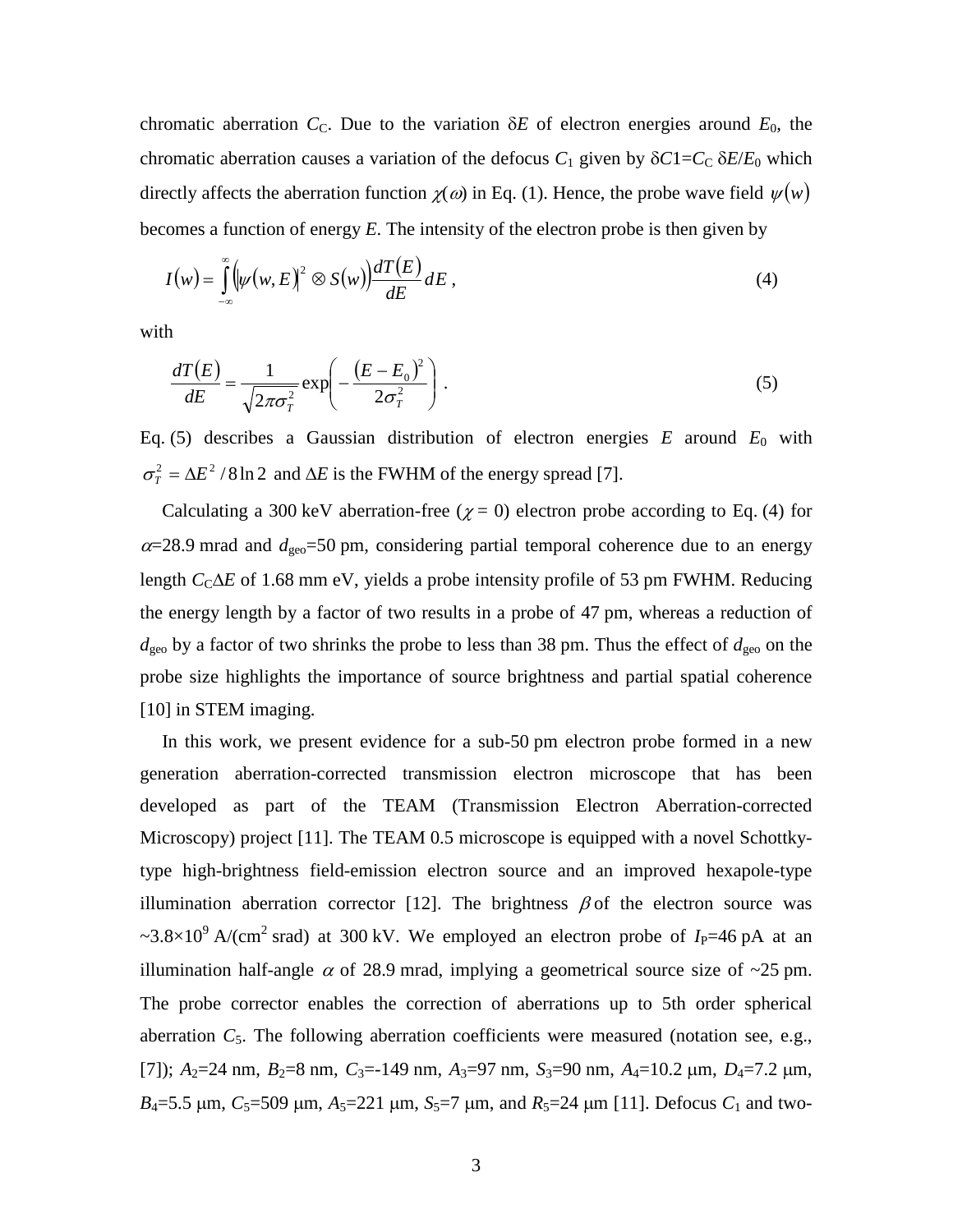chromatic aberration $C_C$. Due to the variation $\delta E$ of electron energies around $E_0$, the chromatic aberration causes a variation of the defocus $C_1$ given by $\delta C1 = C_C\, \delta E/E_0$ which directly affects the aberration function $\chi(\omega)$ in Eq. (1). Hence, the probe wave field $\psi(w)$ becomes a function of energy $E$. The intensity of the electron probe is then given by

$$I(w) = \int_{-\infty}^{\infty} \left( \left| \psi(w, E) \right|^2 \otimes S(w) \right) \frac{dT(E)}{dE} dE \ , \tag{4}$$

with

$$\frac{dT(E)}{dE} = \frac{1}{\sqrt{2\pi\sigma_T^2}} \exp\left( -\frac{(E - E_0)^2}{2\sigma_T^2} \right) \ . \tag{5}$$

Eq. (5) describes a Gaussian distribution of electron energies $E$ around $E_0$ with $\sigma_T^2 = \Delta E^2 / 8 \ln 2$ and $\Delta E$ is the FWHM of the energy spread [7].

Calculating a 300 keV aberration-free ($\chi = 0$) electron probe according to Eq. (4) for $\alpha$=28.9 mrad and $d_{geo}$=50 pm, considering partial temporal coherence due to an energy length $C_C\Delta E$ of 1.68 mm eV, yields a probe intensity profile of 53 pm FWHM. Reducing the energy length by a factor of two results in a probe of 47 pm, whereas a reduction of $d_{geo}$ by a factor of two shrinks the probe to less than 38 pm. Thus the effect of $d_{geo}$ on the probe size highlights the importance of source brightness and partial spatial coherence [10] in STEM imaging.

In this work, we present evidence for a sub-50 pm electron probe formed in a new generation aberration-corrected transmission electron microscope that has been developed as part of the TEAM (Transmission Electron Aberration-corrected Microscopy) project [11]. The TEAM 0.5 microscope is equipped with a novel Schottky-type high-brightness field-emission electron source and an improved hexapole-type illumination aberration corrector [12]. The brightness $\beta$ of the electron source was ~$3.8\times10^9$ A/(cm$^2$ srad) at 300 kV. We employed an electron probe of $I_P$=46 pA at an illumination half-angle $\alpha$ of 28.9 mrad, implying a geometrical source size of ~25 pm. The probe corrector enables the correction of aberrations up to 5th order spherical aberration $C_5$. The following aberration coefficients were measured (notation see, e.g., [7]); $A_2$=24 nm, $B_2$=8 nm, $C_3$=-149 nm, $A_3$=97 nm, $S_3$=90 nm, $A_4$=10.2 μm, $D_4$=7.2 μm, $B_4$=5.5 μm, $C_5$=509 μm, $A_5$=221 μm, $S_5$=7 μm, and $R_5$=24 μm [11]. Defocus $C_1$ and two-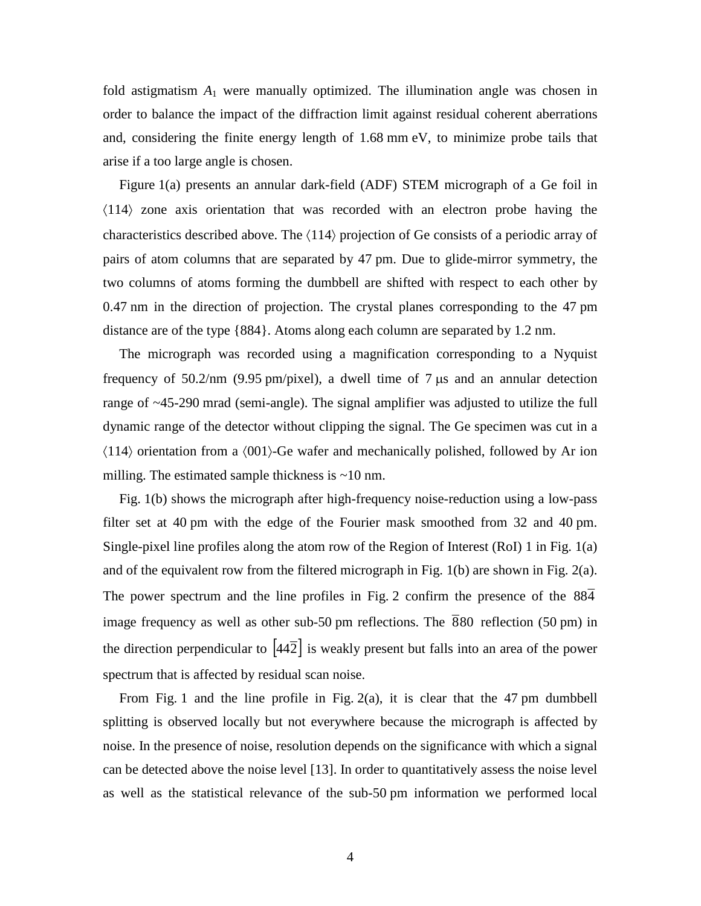fold astigmatism $A_1$ were manually optimized. The illumination angle was chosen in order to balance the impact of the diffraction limit against residual coherent aberrations and, considering the finite energy length of 1.68 mm eV, to minimize probe tails that arise if a too large angle is chosen.

Figure 1(a) presents an annular dark-field (ADF) STEM micrograph of a Ge foil in $\langle 114 \rangle$ zone axis orientation that was recorded with an electron probe having the characteristics described above. The $\langle 114 \rangle$ projection of Ge consists of a periodic array of pairs of atom columns that are separated by 47 pm. Due to glide-mirror symmetry, the two columns of atoms forming the dumbbell are shifted with respect to each other by 0.47 nm in the direction of projection. The crystal planes corresponding to the 47 pm distance are of the type {884}. Atoms along each column are separated by 1.2 nm.

The micrograph was recorded using a magnification corresponding to a Nyquist frequency of 50.2/nm (9.95 pm/pixel), a dwell time of 7 μs and an annular detection range of ~45-290 mrad (semi-angle). The signal amplifier was adjusted to utilize the full dynamic range of the detector without clipping the signal. The Ge specimen was cut in a $\langle 114 \rangle$ orientation from a $\langle 001 \rangle$-Ge wafer and mechanically polished, followed by Ar ion milling. The estimated sample thickness is ~10 nm.

Fig. 1(b) shows the micrograph after high-frequency noise-reduction using a low-pass filter set at 40 pm with the edge of the Fourier mask smoothed from 32 and 40 pm. Single-pixel line profiles along the atom row of the Region of Interest (RoI) 1 in Fig. 1(a) and of the equivalent row from the filtered micrograph in Fig. 1(b) are shown in Fig. 2(a). The power spectrum and the line profiles in Fig. 2 confirm the presence of the $88\overline{4}$ image frequency as well as other sub-50 pm reflections. The $\overline{8}80$ reflection (50 pm) in the direction perpendicular to $[44\overline{2}]$ is weakly present but falls into an area of the power spectrum that is affected by residual scan noise.

From Fig. 1 and the line profile in Fig. 2(a), it is clear that the 47 pm dumbbell splitting is observed locally but not everywhere because the micrograph is affected by noise. In the presence of noise, resolution depends on the significance with which a signal can be detected above the noise level [13]. In order to quantitatively assess the noise level as well as the statistical relevance of the sub-50 pm information we performed local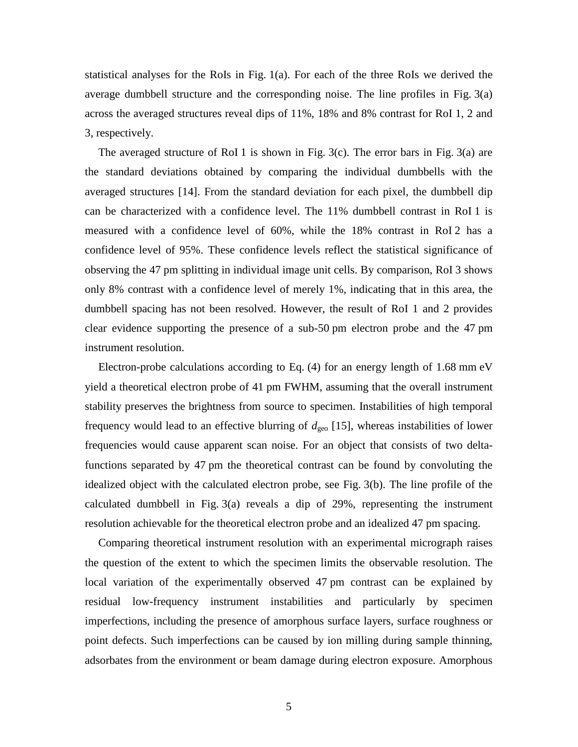statistical analyses for the RoIs in Fig. 1(a). For each of the three RoIs we derived the average dumbbell structure and the corresponding noise. The line profiles in Fig. 3(a) across the averaged structures reveal dips of 11%, 18% and 8% contrast for RoI 1, 2 and 3, respectively.

The averaged structure of RoI 1 is shown in Fig. 3(c). The error bars in Fig. 3(a) are the standard deviations obtained by comparing the individual dumbbells with the averaged structures [14]. From the standard deviation for each pixel, the dumbbell dip can be characterized with a confidence level. The 11% dumbbell contrast in RoI 1 is measured with a confidence level of 60%, while the 18% contrast in RoI 2 has a confidence level of 95%. These confidence levels reflect the statistical significance of observing the 47 pm splitting in individual image unit cells. By comparison, RoI 3 shows only 8% contrast with a confidence level of merely 1%, indicating that in this area, the dumbbell spacing has not been resolved. However, the result of RoI 1 and 2 provides clear evidence supporting the presence of a sub-50 pm electron probe and the 47 pm instrument resolution.

Electron-probe calculations according to Eq. (4) for an energy length of 1.68 mm eV yield a theoretical electron probe of 41 pm FWHM, assuming that the overall instrument stability preserves the brightness from source to specimen. Instabilities of high temporal frequency would lead to an effective blurring of $d_{\text{geo}}$ [15], whereas instabilities of lower frequencies would cause apparent scan noise. For an object that consists of two delta-functions separated by 47 pm the theoretical contrast can be found by convoluting the idealized object with the calculated electron probe, see Fig. 3(b). The line profile of the calculated dumbbell in Fig. 3(a) reveals a dip of 29%, representing the instrument resolution achievable for the theoretical electron probe and an idealized 47 pm spacing.

Comparing theoretical instrument resolution with an experimental micrograph raises the question of the extent to which the specimen limits the observable resolution. The local variation of the experimentally observed 47 pm contrast can be explained by residual low-frequency instrument instabilities and particularly by specimen imperfections, including the presence of amorphous surface layers, surface roughness or point defects. Such imperfections can be caused by ion milling during sample thinning, adsorbates from the environment or beam damage during electron exposure. Amorphous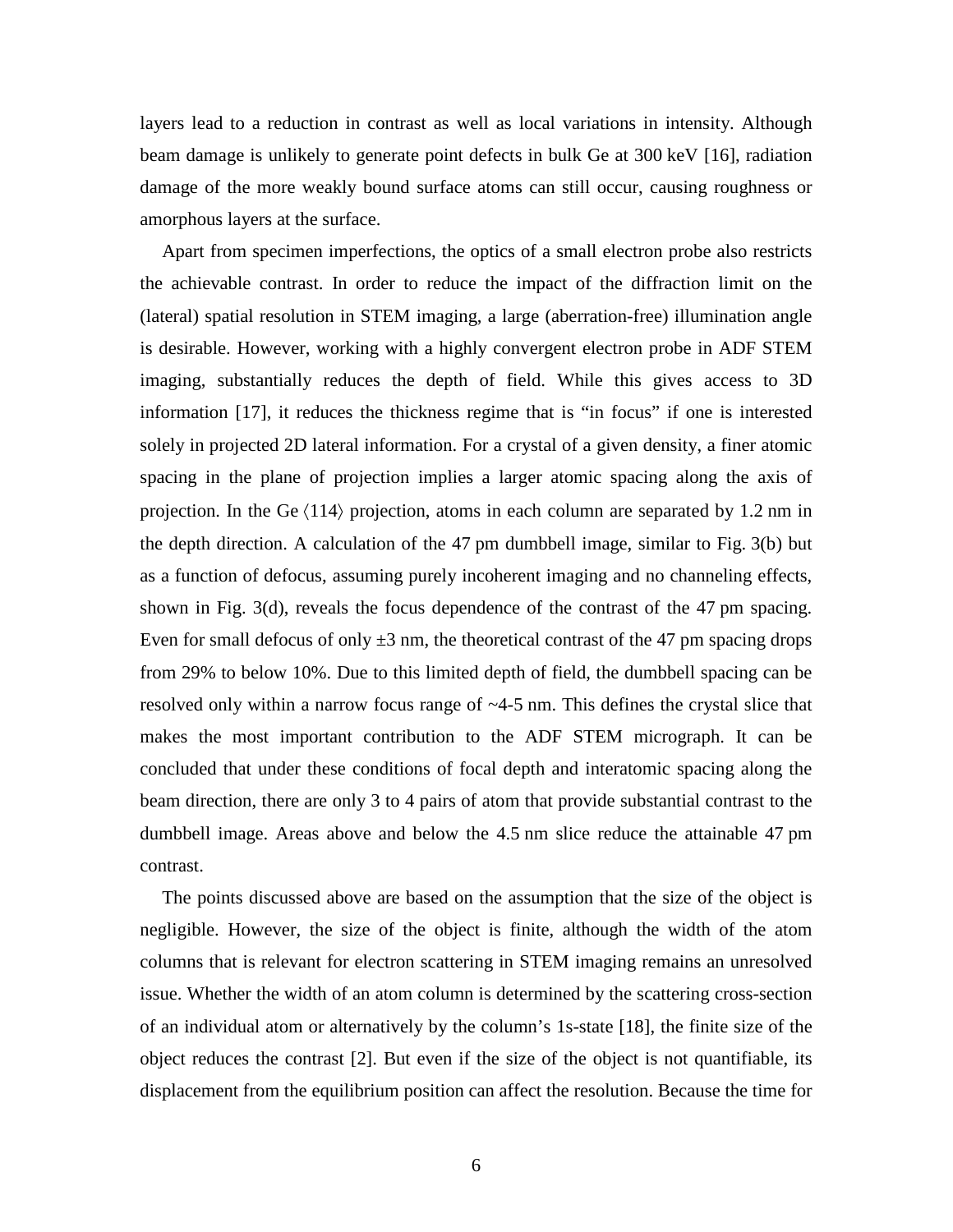layers lead to a reduction in contrast as well as local variations in intensity. Although beam damage is unlikely to generate point defects in bulk Ge at 300 keV [16], radiation damage of the more weakly bound surface atoms can still occur, causing roughness or amorphous layers at the surface.

Apart from specimen imperfections, the optics of a small electron probe also restricts the achievable contrast. In order to reduce the impact of the diffraction limit on the (lateral) spatial resolution in STEM imaging, a large (aberration-free) illumination angle is desirable. However, working with a highly convergent electron probe in ADF STEM imaging, substantially reduces the depth of field. While this gives access to 3D information [17], it reduces the thickness regime that is "in focus" if one is interested solely in projected 2D lateral information. For a crystal of a given density, a finer atomic spacing in the plane of projection implies a larger atomic spacing along the axis of projection. In the Ge $\langle 114 \rangle$ projection, atoms in each column are separated by 1.2 nm in the depth direction. A calculation of the 47 pm dumbbell image, similar to Fig. 3(b) but as a function of defocus, assuming purely incoherent imaging and no channeling effects, shown in Fig. 3(d), reveals the focus dependence of the contrast of the 47 pm spacing. Even for small defocus of only $\pm 3$ nm, the theoretical contrast of the 47 pm spacing drops from 29% to below 10%. Due to this limited depth of field, the dumbbell spacing can be resolved only within a narrow focus range of ~4-5 nm. This defines the crystal slice that makes the most important contribution to the ADF STEM micrograph. It can be concluded that under these conditions of focal depth and interatomic spacing along the beam direction, there are only 3 to 4 pairs of atom that provide substantial contrast to the dumbbell image. Areas above and below the 4.5 nm slice reduce the attainable 47 pm contrast.

The points discussed above are based on the assumption that the size of the object is negligible. However, the size of the object is finite, although the width of the atom columns that is relevant for electron scattering in STEM imaging remains an unresolved issue. Whether the width of an atom column is determined by the scattering cross-section of an individual atom or alternatively by the column's 1s-state [18], the finite size of the object reduces the contrast [2]. But even if the size of the object is not quantifiable, its displacement from the equilibrium position can affect the resolution. Because the time for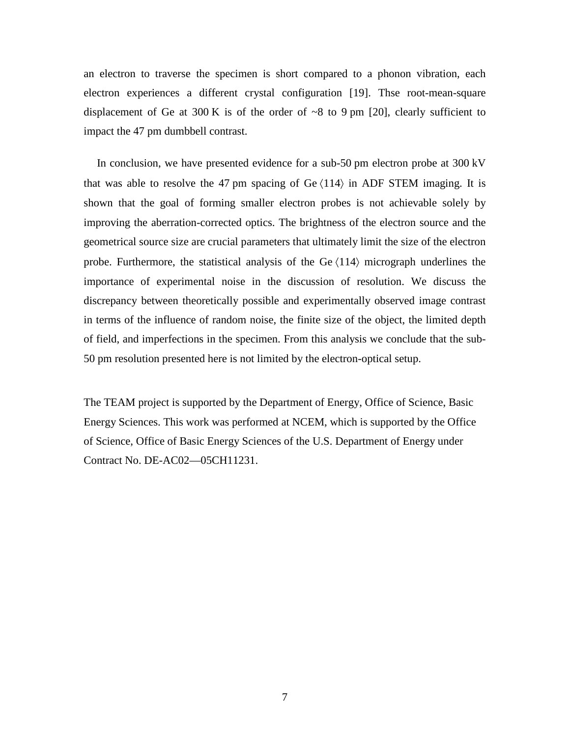an electron to traverse the specimen is short compared to a phonon vibration, each electron experiences a different crystal configuration [19]. Thse root-mean-square displacement of Ge at 300 K is of the order of ~8 to 9 pm [20], clearly sufficient to impact the 47 pm dumbbell contrast.

In conclusion, we have presented evidence for a sub-50 pm electron probe at 300 kV that was able to resolve the 47 pm spacing of Ge ⟨114⟩ in ADF STEM imaging. It is shown that the goal of forming smaller electron probes is not achievable solely by improving the aberration-corrected optics. The brightness of the electron source and the geometrical source size are crucial parameters that ultimately limit the size of the electron probe. Furthermore, the statistical analysis of the Ge ⟨114⟩ micrograph underlines the importance of experimental noise in the discussion of resolution. We discuss the discrepancy between theoretically possible and experimentally observed image contrast in terms of the influence of random noise, the finite size of the object, the limited depth of field, and imperfections in the specimen. From this analysis we conclude that the sub-50 pm resolution presented here is not limited by the electron-optical setup.

The TEAM project is supported by the Department of Energy, Office of Science, Basic Energy Sciences. This work was performed at NCEM, which is supported by the Office of Science, Office of Basic Energy Sciences of the U.S. Department of Energy under Contract No. DE-AC02—05CH11231.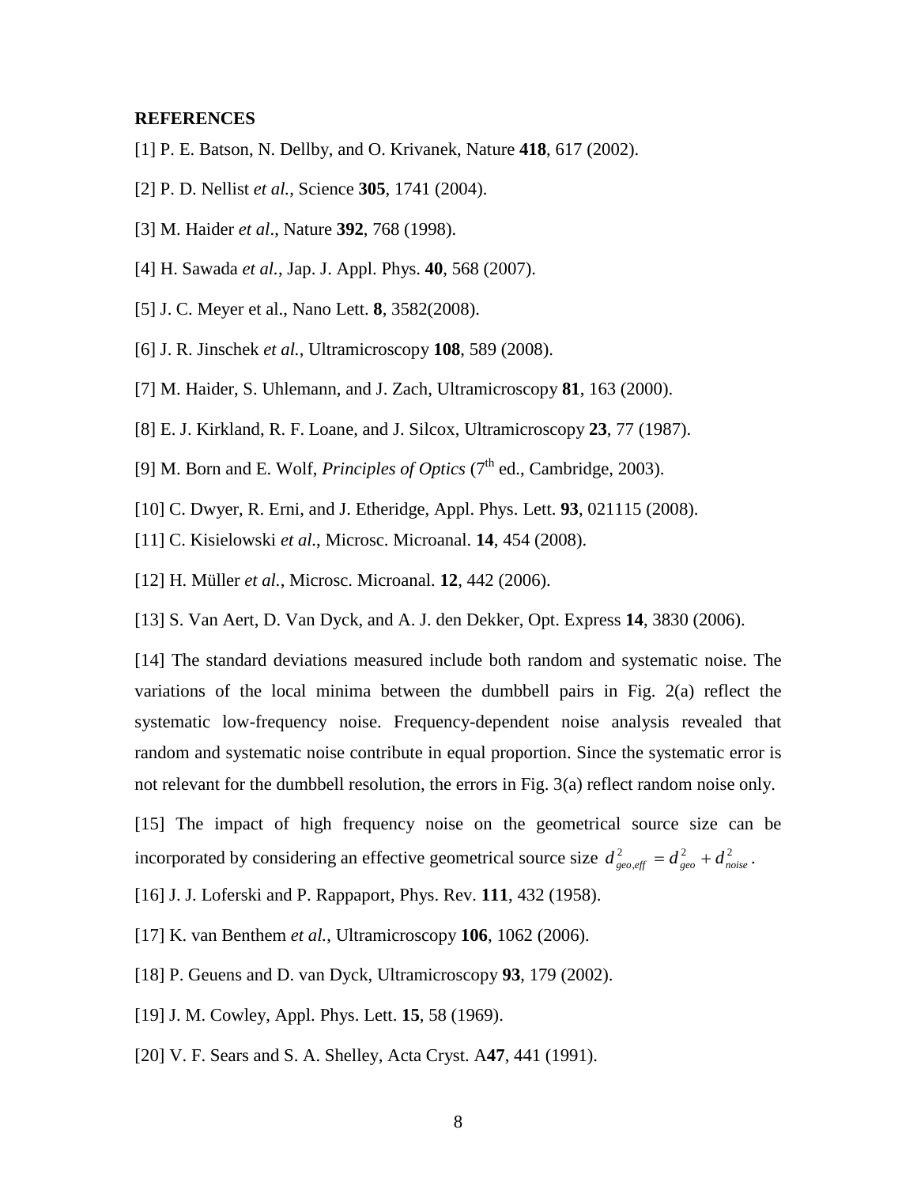**REFERENCES**

[1] P. E. Batson, N. Dellby, and O. Krivanek, Nature **418**, 617 (2002).

[2] P. D. Nellist *et al.*, Science **305**, 1741 (2004).

[3] M. Haider *et al*., Nature **392**, 768 (1998).

[4] H. Sawada *et al.*, Jap. J. Appl. Phys. **40**, 568 (2007).

[5] J. C. Meyer et al., Nano Lett. **8**, 3582(2008).

[6] J. R. Jinschek *et al.*, Ultramicroscopy **108**, 589 (2008).

[7] M. Haider, S. Uhlemann, and J. Zach, Ultramicroscopy **81**, 163 (2000).

[8] E. J. Kirkland, R. F. Loane, and J. Silcox, Ultramicroscopy **23**, 77 (1987).

[9] M. Born and E. Wolf, *Principles of Optics* ($7^{th}$ ed., Cambridge, 2003).

[10] C. Dwyer, R. Erni, and J. Etheridge, Appl. Phys. Lett. **93**, 021115 (2008).

[11] C. Kisielowski *et al.*, Microsc. Microanal. **14**, 454 (2008).

[12] H. Müller *et al.*, Microsc. Microanal. **12**, 442 (2006).

[13] S. Van Aert, D. Van Dyck, and A. J. den Dekker, Opt. Express **14**, 3830 (2006).

[14] The standard deviations measured include both random and systematic noise. The variations of the local minima between the dumbbell pairs in Fig. 2(a) reflect the systematic low-frequency noise. Frequency-dependent noise analysis revealed that random and systematic noise contribute in equal proportion. Since the systematic error is not relevant for the dumbbell resolution, the errors in Fig. 3(a) reflect random noise only.

[15] The impact of high frequency noise on the geometrical source size can be incorporated by considering an effective geometrical source size $d^2_{geo,eff} = d^2_{geo} + d^2_{noise}$.

[16] J. J. Loferski and P. Rappaport, Phys. Rev. **111**, 432 (1958).

[17] K. van Benthem *et al.*, Ultramicroscopy **106**, 1062 (2006).

[18] P. Geuens and D. van Dyck, Ultramicroscopy **93**, 179 (2002).

[19] J. M. Cowley, Appl. Phys. Lett. **15**, 58 (1969).

[20] V. F. Sears and S. A. Shelley, Acta Cryst. A**47**, 441 (1991).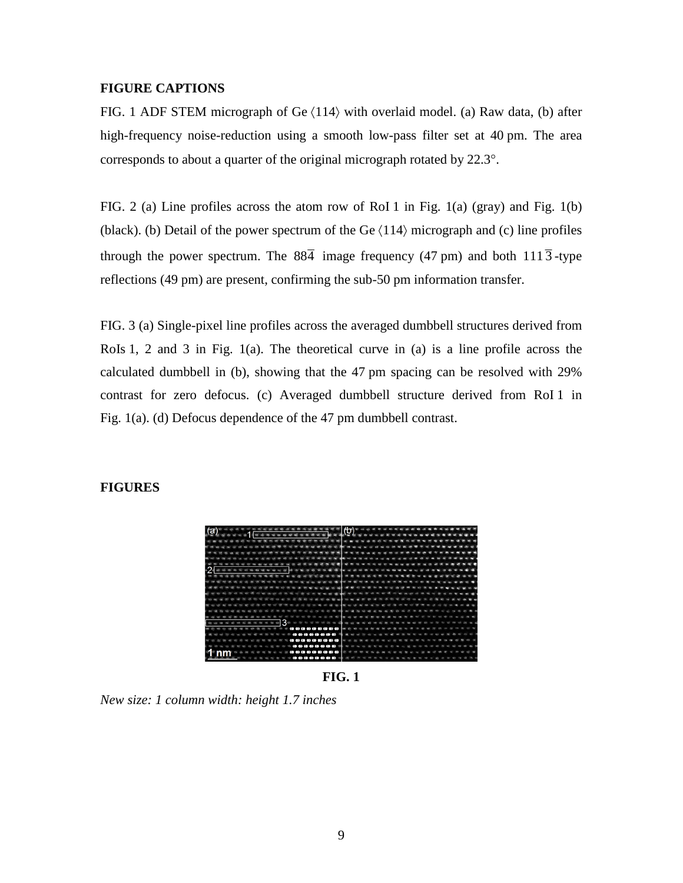**FIGURE CAPTIONS**

FIG. 1 ADF STEM micrograph of Ge ⟨114⟩ with overlaid model. (a) Raw data, (b) after high-frequency noise-reduction using a smooth low-pass filter set at 40 pm. The area corresponds to about a quarter of the original micrograph rotated by 22.3°.

FIG. 2 (a) Line profiles across the atom row of RoI 1 in Fig. 1(a) (gray) and Fig. 1(b) (black). (b) Detail of the power spectrum of the Ge ⟨114⟩ micrograph and (c) line profiles through the power spectrum. The $88\overline{4}$ image frequency (47 pm) and both $111\overline{3}$-type reflections (49 pm) are present, confirming the sub-50 pm information transfer.

FIG. 3 (a) Single-pixel line profiles across the averaged dumbbell structures derived from RoIs 1, 2 and 3 in Fig. 1(a). The theoretical curve in (a) is a line profile across the calculated dumbbell in (b), showing that the 47 pm spacing can be resolved with 29% contrast for zero defocus. (c) Averaged dumbbell structure derived from RoI 1 in Fig. 1(a). (d) Defocus dependence of the 47 pm dumbbell contrast.

**FIGURES**

**FIG. 1**

*New size: 1 column width: height 1.7 inches*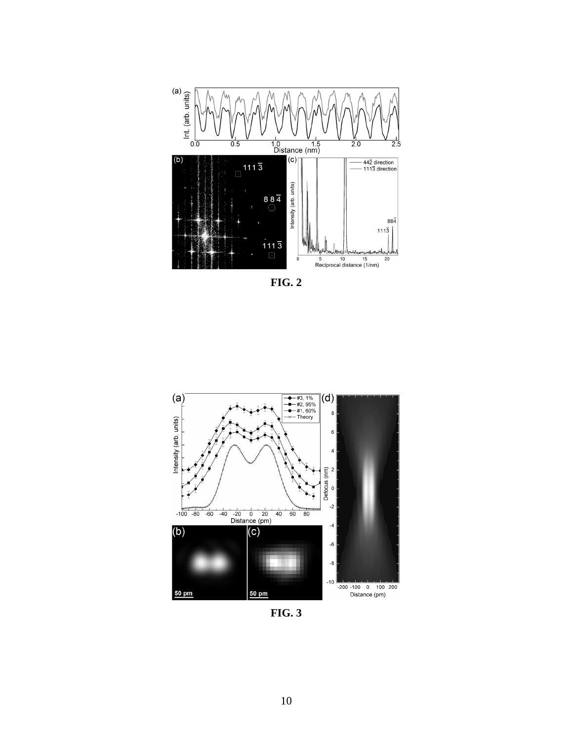(a)

Int. (arb. units)

0.0 0.5 1.0 1.5 2.0 2.5

Distance (nm)

(b)

111 $\bar{3}$

8 8 $\bar{4}$

111 $\bar{3}$

(c)

44$\bar{2}$ direction

111$\bar{3}$ direction

Intensity (arb. units)

884̄

111$\bar{3}$

0 5 10 15 20

Reciprocal distance (1/nm)

**FIG. 2**

(a)

#3, 1%

#2, 95%

#1, 60%

Theory

Intensity (arb. units)

-100 -80 -60 -40 -20 0 20 40 60 80

Distance (pm)

(b)

50 pm

(c)

50 pm

(d)

Defocus (nm)

8 6 4 2 0 -2 -4 -6 -8 -10

-200 -100 0 100 200

Distance (pm)

**FIG. 3**